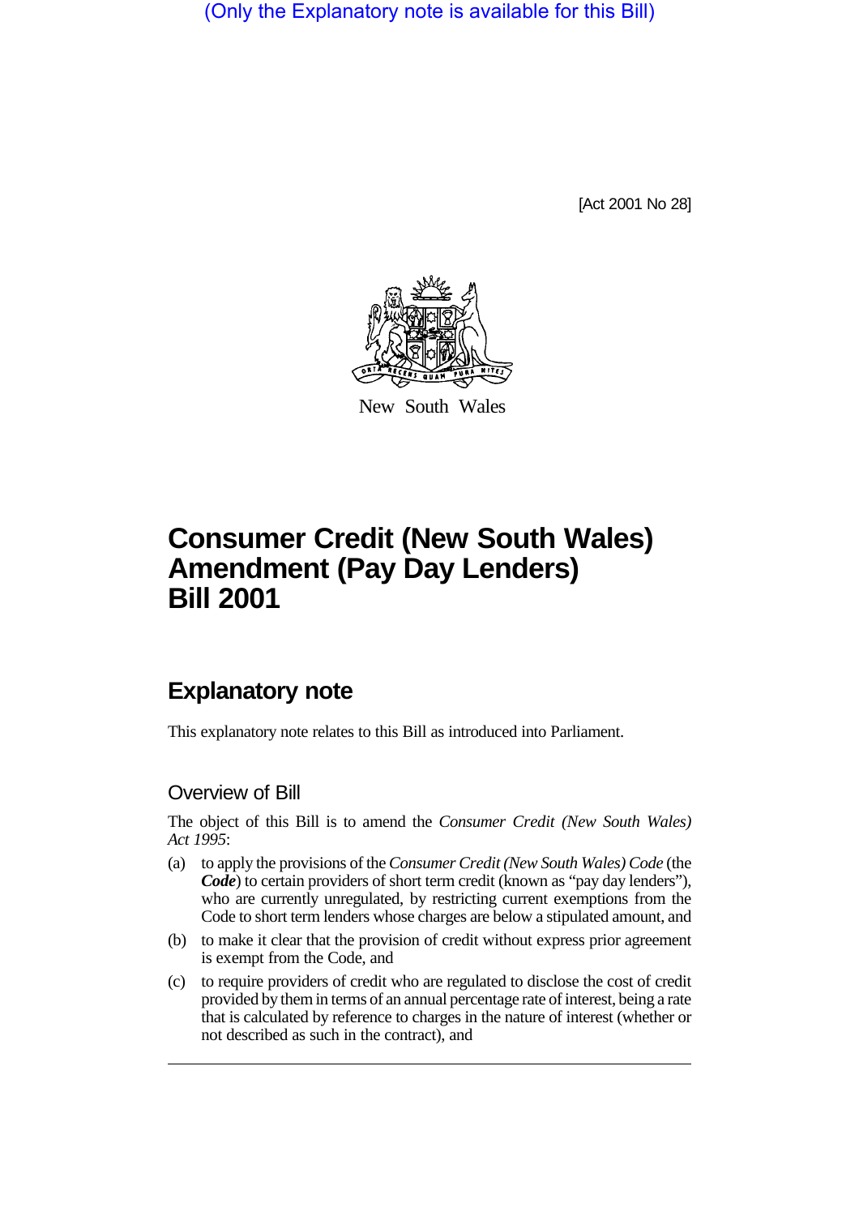(Only the Explanatory note is available for this Bill)

[Act 2001 No 28]

New South Wales

# Consumer Credit (New South Wales) Amendment (Pay Day Lenders) Bill 2001

## Explanatory note

This explanatory note relates to this Bill as introduced into Parliament.

### Overview of Bill

The object of this Bill is to amend the *Consumer Credit (New South Wales) Act 1995*:

(a) to apply the provisions of the *Consumer Credit (New South Wales) Code* (the ***Code***) to certain providers of short term credit (known as "pay day lenders"), who are currently unregulated, by restricting current exemptions from the Code to short term lenders whose charges are below a stipulated amount, and

(b) to make it clear that the provision of credit without express prior agreement is exempt from the Code, and

(c) to require providers of credit who are regulated to disclose the cost of credit provided by them in terms of an annual percentage rate of interest, being a rate that is calculated by reference to charges in the nature of interest (whether or not described as such in the contract), and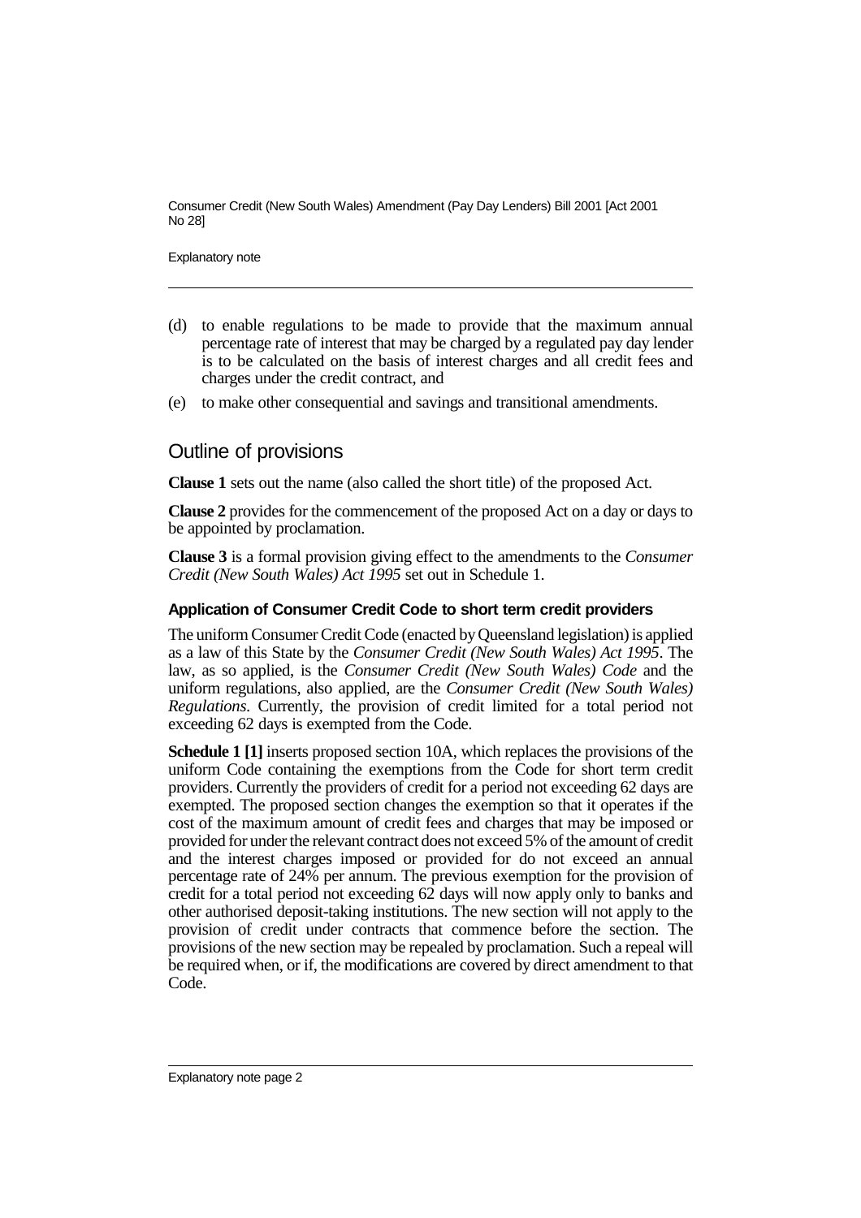(d) to enable regulations to be made to provide that the maximum annual percentage rate of interest that may be charged by a regulated pay day lender is to be calculated on the basis of interest charges and all credit fees and charges under the credit contract, and

(e) to make other consequential and savings and transitional amendments.

## Outline of provisions

**Clause 1** sets out the name (also called the short title) of the proposed Act.

**Clause 2** provides for the commencement of the proposed Act on a day or days to be appointed by proclamation.

**Clause 3** is a formal provision giving effect to the amendments to the *Consumer Credit (New South Wales) Act 1995* set out in Schedule 1.

### Application of Consumer Credit Code to short term credit providers

The uniform Consumer Credit Code (enacted by Queensland legislation) is applied as a law of this State by the *Consumer Credit (New South Wales) Act 1995*. The law, as so applied, is the *Consumer Credit (New South Wales) Code* and the uniform regulations, also applied, are the *Consumer Credit (New South Wales) Regulations*. Currently, the provision of credit limited for a total period not exceeding 62 days is exempted from the Code.

**Schedule 1 [1]** inserts proposed section 10A, which replaces the provisions of the uniform Code containing the exemptions from the Code for short term credit providers. Currently the providers of credit for a period not exceeding 62 days are exempted. The proposed section changes the exemption so that it operates if the cost of the maximum amount of credit fees and charges that may be imposed or provided for under the relevant contract does not exceed 5% of the amount of credit and the interest charges imposed or provided for do not exceed an annual percentage rate of 24% per annum. The previous exemption for the provision of credit for a total period not exceeding 62 days will now apply only to banks and other authorised deposit-taking institutions. The new section will not apply to the provision of credit under contracts that commence before the section. The provisions of the new section may be repealed by proclamation. Such a repeal will be required when, or if, the modifications are covered by direct amendment to that Code.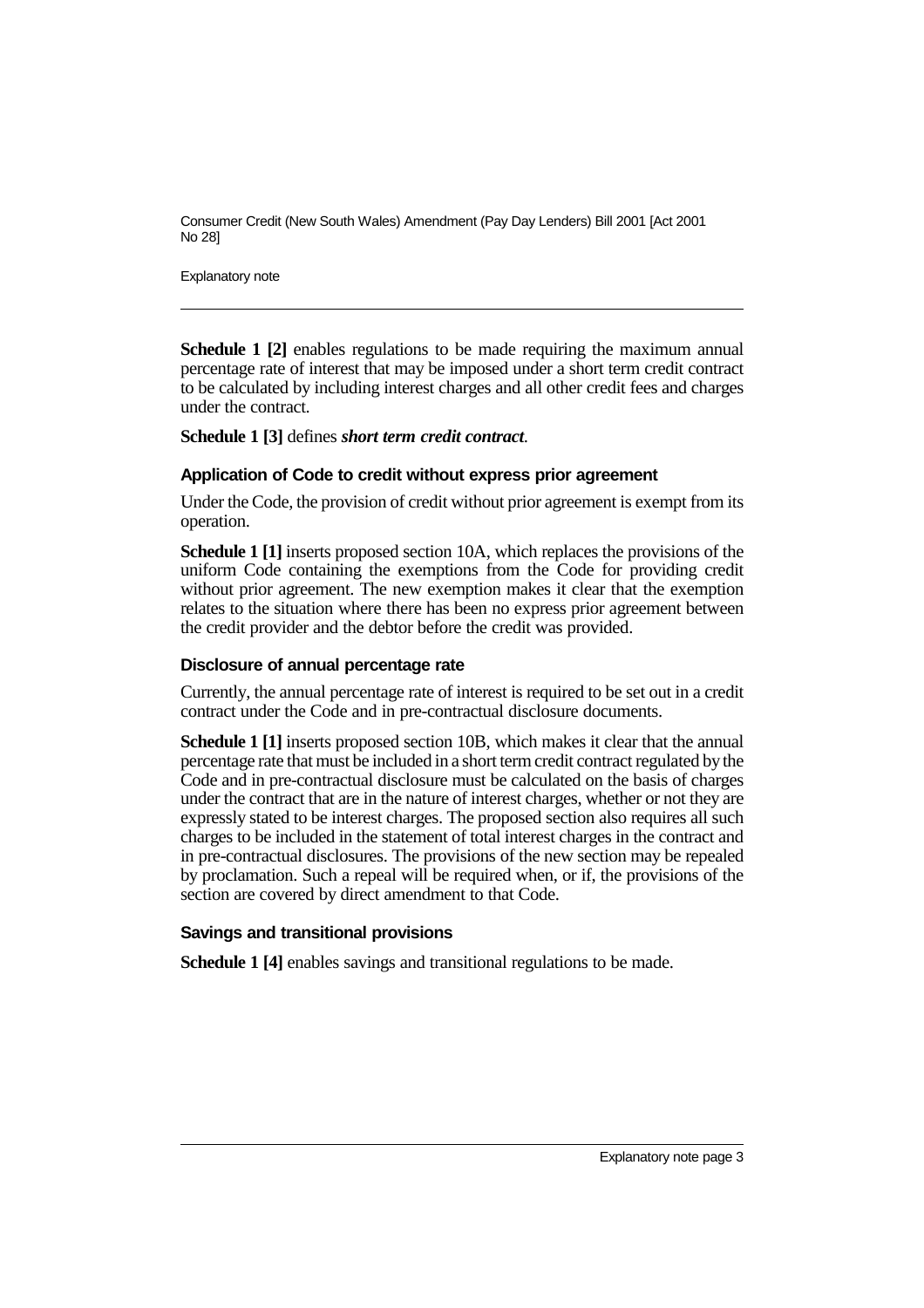**Schedule 1 [2]** enables regulations to be made requiring the maximum annual percentage rate of interest that may be imposed under a short term credit contract to be calculated by including interest charges and all other credit fees and charges under the contract.

**Schedule 1 [3]** defines ***short term credit contract***.

### Application of Code to credit without express prior agreement

Under the Code, the provision of credit without prior agreement is exempt from its operation.

**Schedule 1 [1]** inserts proposed section 10A, which replaces the provisions of the uniform Code containing the exemptions from the Code for providing credit without prior agreement. The new exemption makes it clear that the exemption relates to the situation where there has been no express prior agreement between the credit provider and the debtor before the credit was provided.

### Disclosure of annual percentage rate

Currently, the annual percentage rate of interest is required to be set out in a credit contract under the Code and in pre-contractual disclosure documents.

**Schedule 1 [1]** inserts proposed section 10B, which makes it clear that the annual percentage rate that must be included in a short term credit contract regulated by the Code and in pre-contractual disclosure must be calculated on the basis of charges under the contract that are in the nature of interest charges, whether or not they are expressly stated to be interest charges. The proposed section also requires all such charges to be included in the statement of total interest charges in the contract and in pre-contractual disclosures. The provisions of the new section may be repealed by proclamation. Such a repeal will be required when, or if, the provisions of the section are covered by direct amendment to that Code.

### Savings and transitional provisions

**Schedule 1 [4]** enables savings and transitional regulations to be made.